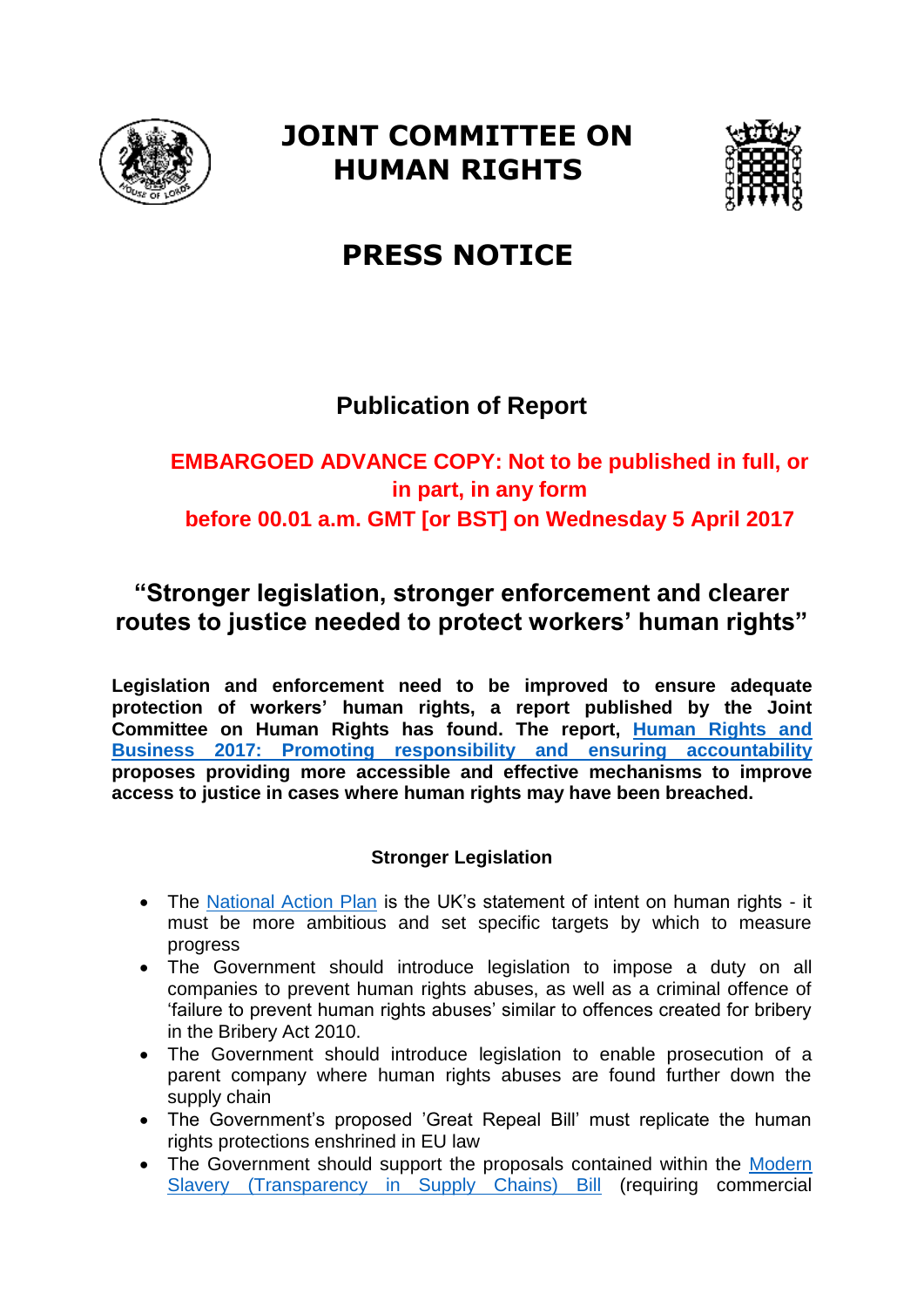# JOINT COMMITTEE ON HUMAN RIGHTS

# PRESS NOTICE

## Publication of Report

**EMBARGOED ADVANCE COPY: Not to be published in full, or in part, in any form before 00.01 a.m. GMT [or BST] on Wednesday 5 April 2017**

## "Stronger legislation, stronger enforcement and clearer routes to justice needed to protect workers' human rights"

**Legislation and enforcement need to be improved to ensure adequate protection of workers' human rights, a report published by the Joint Committee on Human Rights has found. The report, Human Rights and Business 2017: Promoting responsibility and ensuring accountability proposes providing more accessible and effective mechanisms to improve access to justice in cases where human rights may have been breached.**

### Stronger Legislation

- The National Action Plan is the UK's statement of intent on human rights - it must be more ambitious and set specific targets by which to measure progress
- The Government should introduce legislation to impose a duty on all companies to prevent human rights abuses, as well as a criminal offence of 'failure to prevent human rights abuses' similar to offences created for bribery in the Bribery Act 2010.
- The Government should introduce legislation to enable prosecution of a parent company where human rights abuses are found further down the supply chain
- The Government's proposed 'Great Repeal Bill' must replicate the human rights protections enshrined in EU law
- The Government should support the proposals contained within the Modern Slavery (Transparency in Supply Chains) Bill (requiring commercial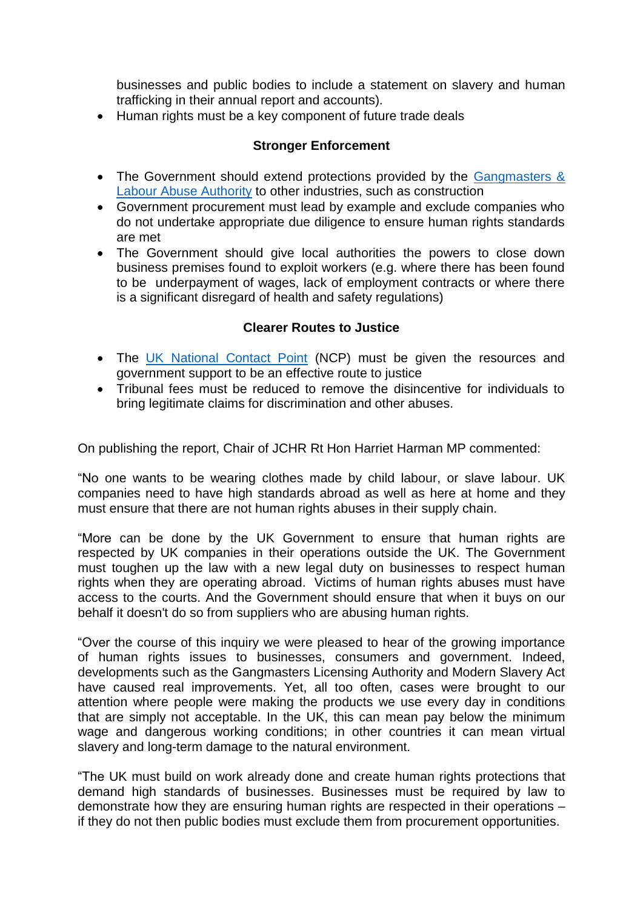businesses and public bodies to include a statement on slavery and human trafficking in their annual report and accounts).

- Human rights must be a key component of future trade deals

**Stronger Enforcement**

- The Government should extend protections provided by the [Gangmasters & Labour Abuse Authority]() to other industries, such as construction
- Government procurement must lead by example and exclude companies who do not undertake appropriate due diligence to ensure human rights standards are met
- The Government should give local authorities the powers to close down business premises found to exploit workers (e.g. where there has been found to be underpayment of wages, lack of employment contracts or where there is a significant disregard of health and safety regulations)

**Clearer Routes to Justice**

- The [UK National Contact Point]() (NCP) must be given the resources and government support to be an effective route to justice
- Tribunal fees must be reduced to remove the disincentive for individuals to bring legitimate claims for discrimination and other abuses.

On publishing the report, Chair of JCHR Rt Hon Harriet Harman MP commented:

"No one wants to be wearing clothes made by child labour, or slave labour. UK companies need to have high standards abroad as well as here at home and they must ensure that there are not human rights abuses in their supply chain.

"More can be done by the UK Government to ensure that human rights are respected by UK companies in their operations outside the UK. The Government must toughen up the law with a new legal duty on businesses to respect human rights when they are operating abroad. Victims of human rights abuses must have access to the courts. And the Government should ensure that when it buys on our behalf it doesn't do so from suppliers who are abusing human rights.

"Over the course of this inquiry we were pleased to hear of the growing importance of human rights issues to businesses, consumers and government. Indeed, developments such as the Gangmasters Licensing Authority and Modern Slavery Act have caused real improvements. Yet, all too often, cases were brought to our attention where people were making the products we use every day in conditions that are simply not acceptable. In the UK, this can mean pay below the minimum wage and dangerous working conditions; in other countries it can mean virtual slavery and long-term damage to the natural environment.

"The UK must build on work already done and create human rights protections that demand high standards of businesses. Businesses must be required by law to demonstrate how they are ensuring human rights are respected in their operations – if they do not then public bodies must exclude them from procurement opportunities.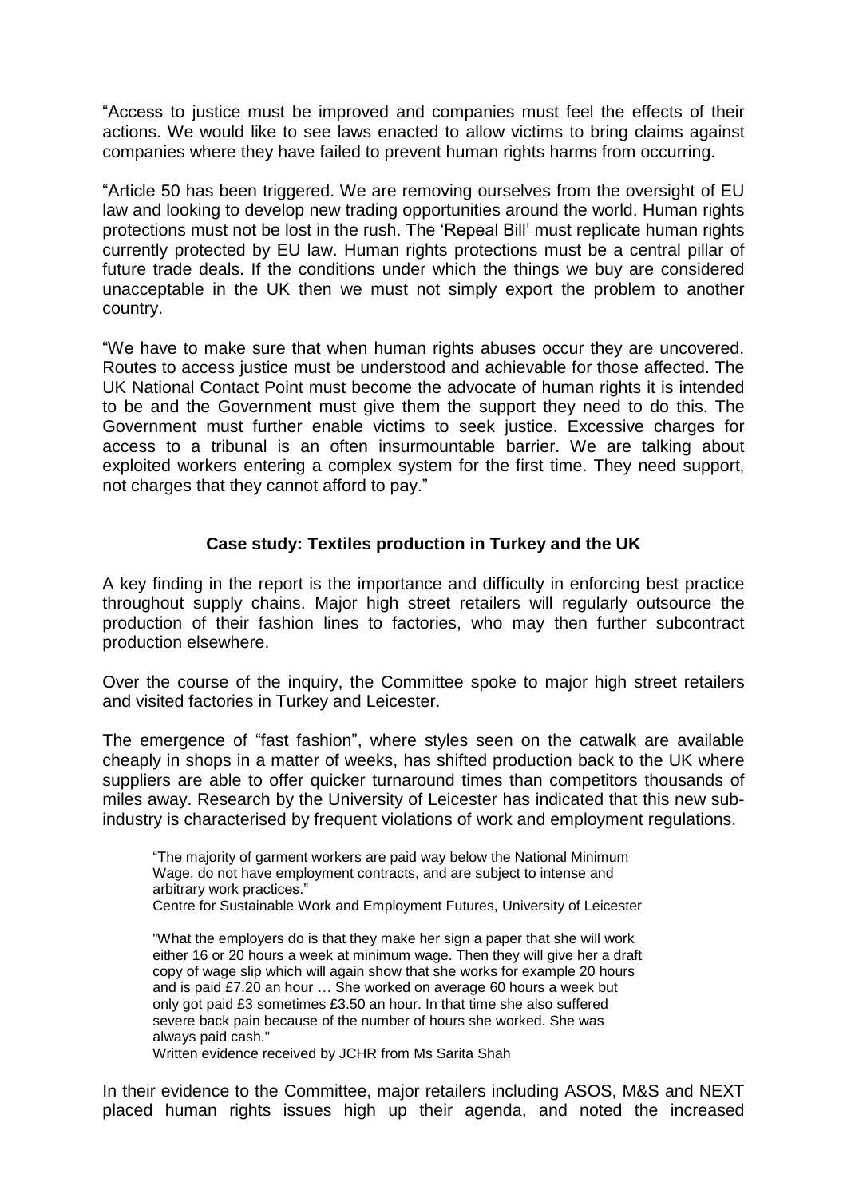"Access to justice must be improved and companies must feel the effects of their actions. We would like to see laws enacted to allow victims to bring claims against companies where they have failed to prevent human rights harms from occurring.

"Article 50 has been triggered. We are removing ourselves from the oversight of EU law and looking to develop new trading opportunities around the world. Human rights protections must not be lost in the rush. The 'Repeal Bill' must replicate human rights currently protected by EU law. Human rights protections must be a central pillar of future trade deals. If the conditions under which the things we buy are considered unacceptable in the UK then we must not simply export the problem to another country.

"We have to make sure that when human rights abuses occur they are uncovered. Routes to access justice must be understood and achievable for those affected. The UK National Contact Point must become the advocate of human rights it is intended to be and the Government must give them the support they need to do this. The Government must further enable victims to seek justice. Excessive charges for access to a tribunal is an often insurmountable barrier. We are talking about exploited workers entering a complex system for the first time. They need support, not charges that they cannot afford to pay."

## Case study: Textiles production in Turkey and the UK

A key finding in the report is the importance and difficulty in enforcing best practice throughout supply chains. Major high street retailers will regularly outsource the production of their fashion lines to factories, who may then further subcontract production elsewhere.

Over the course of the inquiry, the Committee spoke to major high street retailers and visited factories in Turkey and Leicester.

The emergence of "fast fashion", where styles seen on the catwalk are available cheaply in shops in a matter of weeks, has shifted production back to the UK where suppliers are able to offer quicker turnaround times than competitors thousands of miles away. Research by the University of Leicester has indicated that this new sub-industry is characterised by frequent violations of work and employment regulations.

> "The majority of garment workers are paid way below the National Minimum Wage, do not have employment contracts, and are subject to intense and arbitrary work practices."
> Centre for Sustainable Work and Employment Futures, University of Leicester

> "What the employers do is that they make her sign a paper that she will work either 16 or 20 hours a week at minimum wage. Then they will give her a draft copy of wage slip which will again show that she works for example 20 hours and is paid £7.20 an hour … She worked on average 60 hours a week but only got paid £3 sometimes £3.50 an hour. In that time she also suffered severe back pain because of the number of hours she worked. She was always paid cash."
> Written evidence received by JCHR from Ms Sarita Shah

In their evidence to the Committee, major retailers including ASOS, M&S and NEXT placed human rights issues high up their agenda, and noted the increased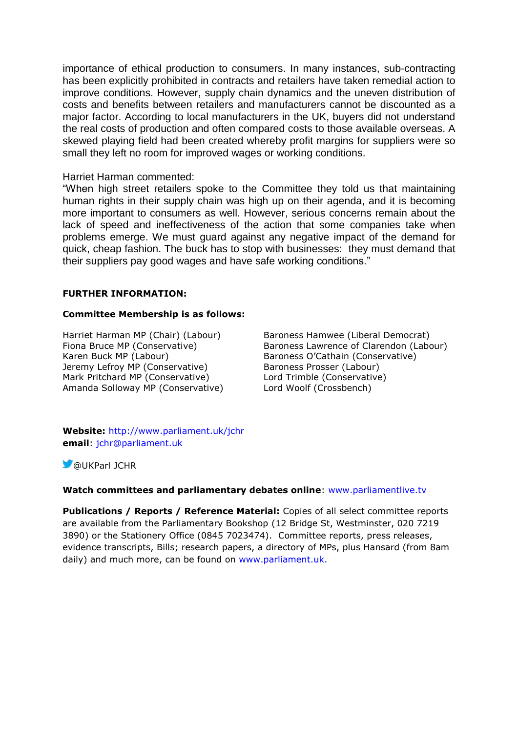importance of ethical production to consumers. In many instances, sub-contracting has been explicitly prohibited in contracts and retailers have taken remedial action to improve conditions. However, supply chain dynamics and the uneven distribution of costs and benefits between retailers and manufacturers cannot be discounted as a major factor. According to local manufacturers in the UK, buyers did not understand the real costs of production and often compared costs to those available overseas. A skewed playing field had been created whereby profit margins for suppliers were so small they left no room for improved wages or working conditions.

Harriet Harman commented:
"When high street retailers spoke to the Committee they told us that maintaining human rights in their supply chain was high up on their agenda, and it is becoming more important to consumers as well. However, serious concerns remain about the lack of speed and ineffectiveness of the action that some companies take when problems emerge. We must guard against any negative impact of the demand for quick, cheap fashion. The buck has to stop with businesses: they must demand that their suppliers pay good wages and have safe working conditions."

**FURTHER INFORMATION:**

**Committee Membership is as follows:**

Harriet Harman MP (Chair) (Labour)
Fiona Bruce MP (Conservative)
Karen Buck MP (Labour)
Jeremy Lefroy MP (Conservative)
Mark Pritchard MP (Conservative)
Amanda Solloway MP (Conservative)

Baroness Hamwee (Liberal Democrat)
Baroness Lawrence of Clarendon (Labour)
Baroness O'Cathain (Conservative)
Baroness Prosser (Labour)
Lord Trimble (Conservative)
Lord Woolf (Crossbench)

**Website:** http://www.parliament.uk/jchr
**email**: jchr@parliament.uk

@UKParl JCHR

**Watch committees and parliamentary debates online**: www.parliamentlive.tv

**Publications / Reports / Reference Material:** Copies of all select committee reports are available from the Parliamentary Bookshop (12 Bridge St, Westminster, 020 7219 3890) or the Stationery Office (0845 7023474). Committee reports, press releases, evidence transcripts, Bills; research papers, a directory of MPs, plus Hansard (from 8am daily) and much more, can be found on www.parliament.uk.